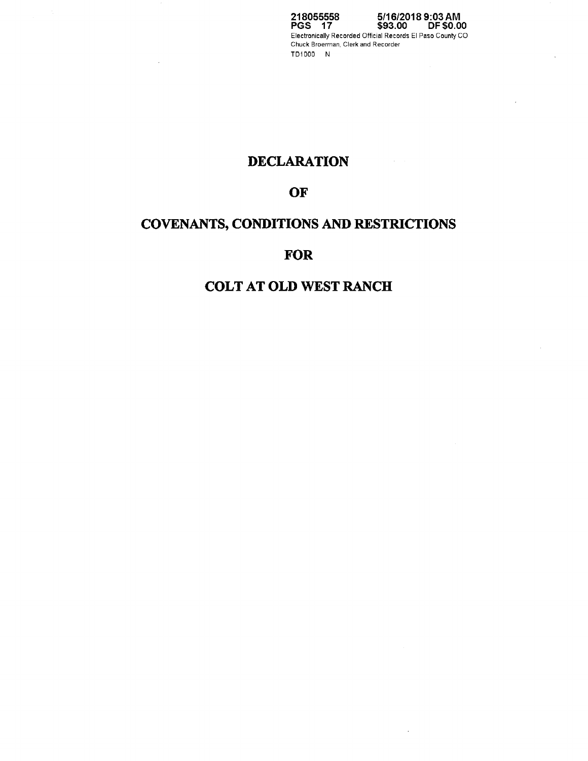218055558 5/16/2018 9:03 AM
PGS 17 $93.00 DF $0.00
Electronically Recorded Official Records El Paso County CO
Chuck Broerman, Clerk and Recorder
TD1000 N

# DECLARATION

# OF

# COVENANTS, CONDITIONS AND RESTRICTIONS

# FOR

# COLT AT OLD WEST RANCH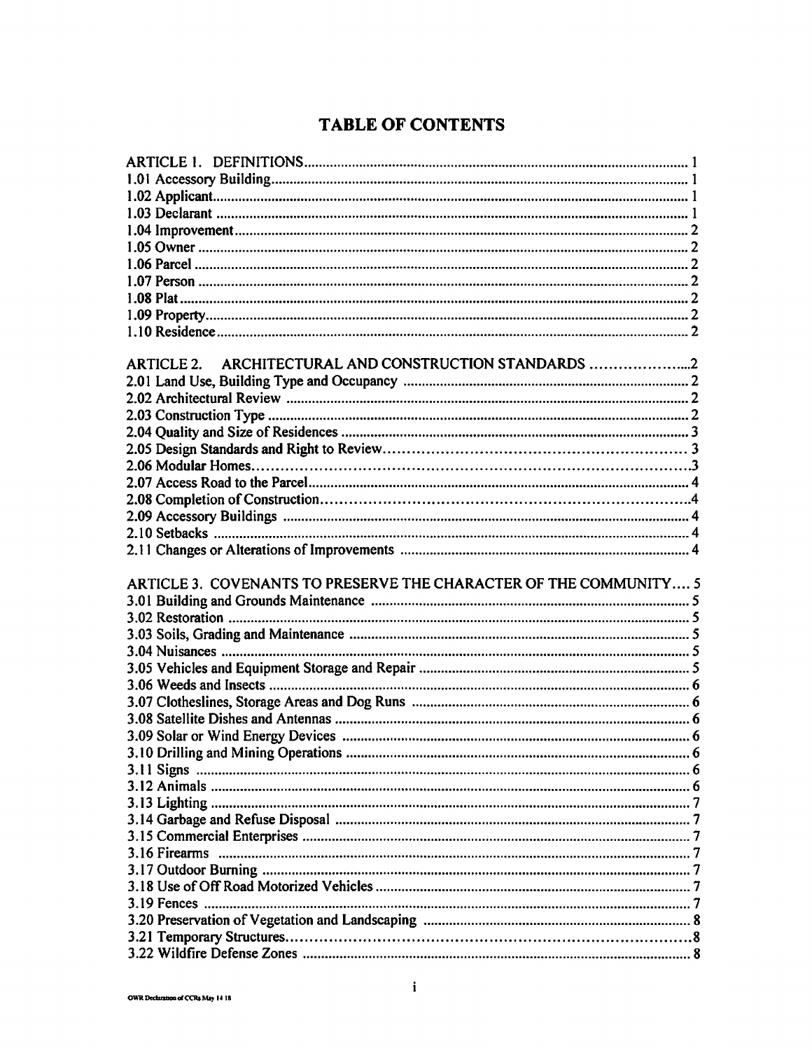# TABLE OF CONTENTS

| | |
|---|---|
| ARTICLE 1. DEFINITIONS | 1 |
| 1.01 Accessory Building | 1 |
| 1.02 Applicant | 1 |
| 1.03 Declarant | 1 |
| 1.04 Improvement | 2 |
| 1.05 Owner | 2 |
| 1.06 Parcel | 2 |
| 1.07 Person | 2 |
| 1.08 Plat | 2 |
| 1.09 Property | 2 |
| 1.10 Residence | 2 |
| ARTICLE 2. ARCHITECTURAL AND CONSTRUCTION STANDARDS | 2 |
| 2.01 Land Use, Building Type and Occupancy | 2 |
| 2.02 Architectural Review | 2 |
| 2.03 Construction Type | 2 |
| 2.04 Quality and Size of Residences | 3 |
| 2.05 Design Standards and Right to Review | 3 |
| 2.06 Modular Homes | 3 |
| 2.07 Access Road to the Parcel | 4 |
| 2.08 Completion of Construction | 4 |
| 2.09 Accessory Buildings | 4 |
| 2.10 Setbacks | 4 |
| 2.11 Changes or Alterations of Improvements | 4 |
| ARTICLE 3. COVENANTS TO PRESERVE THE CHARACTER OF THE COMMUNITY | 5 |
| 3.01 Building and Grounds Maintenance | 5 |
| 3.02 Restoration | 5 |
| 3.03 Soils, Grading and Maintenance | 5 |
| 3.04 Nuisances | 5 |
| 3.05 Vehicles and Equipment Storage and Repair | 5 |
| 3.06 Weeds and Insects | 6 |
| 3.07 Clotheslines, Storage Areas and Dog Runs | 6 |
| 3.08 Satellite Dishes and Antennas | 6 |
| 3.09 Solar or Wind Energy Devices | 6 |
| 3.10 Drilling and Mining Operations | 6 |
| 3.11 Signs | 6 |
| 3.12 Animals | 6 |
| 3.13 Lighting | 7 |
| 3.14 Garbage and Refuse Disposal | 7 |
| 3.15 Commercial Enterprises | 7 |
| 3.16 Firearms | 7 |
| 3.17 Outdoor Burning | 7 |
| 3.18 Use of Off Road Motorized Vehicles | 7 |
| 3.19 Fences | 7 |
| 3.20 Preservation of Vegetation and Landscaping | 8 |
| 3.21 Temporary Structures | 8 |
| 3.22 Wildfire Defense Zones | 8 |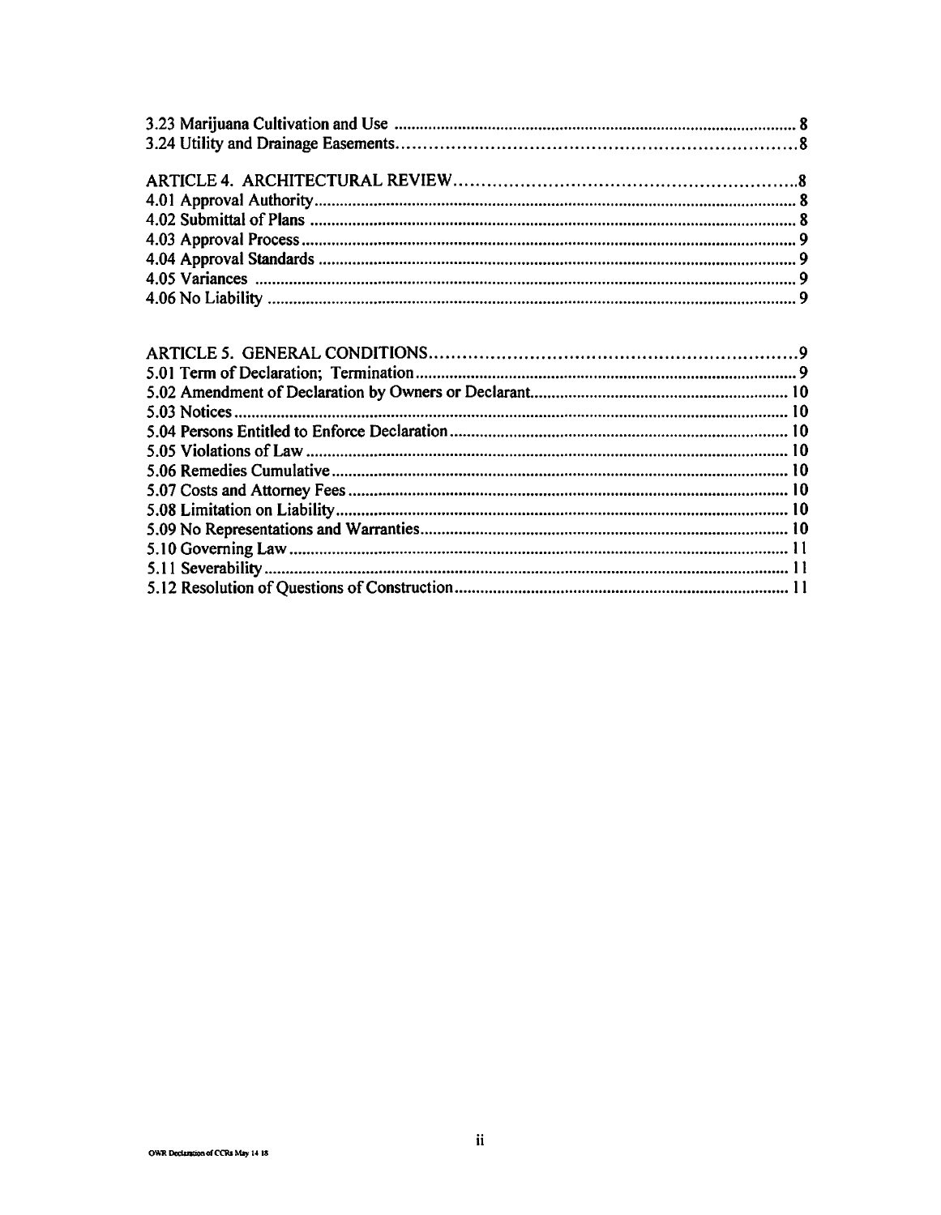3.23 Marijuana Cultivation and Use ..... 8
3.24 Utility and Drainage Easements ..... 8

ARTICLE 4. ARCHITECTURAL REVIEW ..... 8
4.01 Approval Authority ..... 8
4.02 Submittal of Plans ..... 8
4.03 Approval Process ..... 9
4.04 Approval Standards ..... 9
4.05 Variances ..... 9
4.06 No Liability ..... 9

ARTICLE 5. GENERAL CONDITIONS ..... 9
5.01 Term of Declaration; Termination ..... 9
5.02 Amendment of Declaration by Owners or Declarant ..... 10
5.03 Notices ..... 10
5.04 Persons Entitled to Enforce Declaration ..... 10
5.05 Violations of Law ..... 10
5.06 Remedies Cumulative ..... 10
5.07 Costs and Attorney Fees ..... 10
5.08 Limitation on Liability ..... 10
5.09 No Representations and Warranties ..... 10
5.10 Governing Law ..... 11
5.11 Severability ..... 11
5.12 Resolution of Questions of Construction ..... 11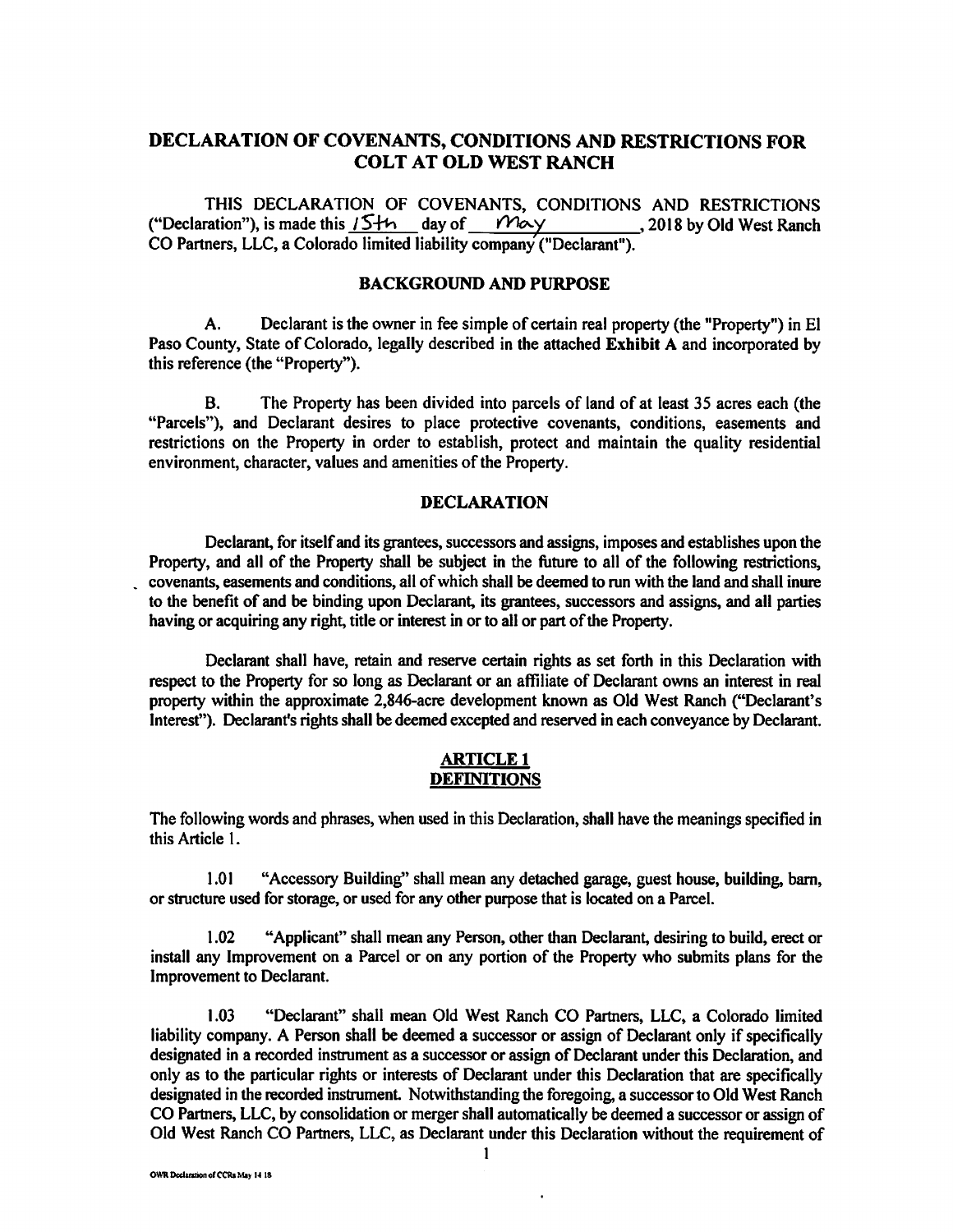# DECLARATION OF COVENANTS, CONDITIONS AND RESTRICTIONS FOR COLT AT OLD WEST RANCH

THIS DECLARATION OF COVENANTS, CONDITIONS AND RESTRICTIONS ("Declaration"), is made this 15th day of May, 2018 by Old West Ranch CO Partners, LLC, a Colorado limited liability company ("Declarant").

## BACKGROUND AND PURPOSE

A. Declarant is the owner in fee simple of certain real property (the "Property") in El Paso County, State of Colorado, legally described in the attached **Exhibit A** and incorporated by this reference (the "Property").

B. The Property has been divided into parcels of land of at least 35 acres each (the "Parcels"), and Declarant desires to place protective covenants, conditions, easements and restrictions on the Property in order to establish, protect and maintain the quality residential environment, character, values and amenities of the Property.

## DECLARATION

Declarant, for itself and its grantees, successors and assigns, imposes and establishes upon the Property, and all of the Property shall be subject in the future to all of the following restrictions, covenants, easements and conditions, all of which shall be deemed to run with the land and shall inure to the benefit of and be binding upon Declarant, its grantees, successors and assigns, and all parties having or acquiring any right, title or interest in or to all or part of the Property.

Declarant shall have, retain and reserve certain rights as set forth in this Declaration with respect to the Property for so long as Declarant or an affiliate of Declarant owns an interest in real property within the approximate 2,846-acre development known as Old West Ranch ("Declarant's Interest"). Declarant's rights shall be deemed excepted and reserved in each conveyance by Declarant.

## ARTICLE 1
## DEFINITIONS

The following words and phrases, when used in this Declaration, shall have the meanings specified in this Article 1.

1.01 "Accessory Building" shall mean any detached garage, guest house, building, barn, or structure used for storage, or used for any other purpose that is located on a Parcel.

1.02 "Applicant" shall mean any Person, other than Declarant, desiring to build, erect or install any Improvement on a Parcel or on any portion of the Property who submits plans for the Improvement to Declarant.

1.03 "Declarant" shall mean Old West Ranch CO Partners, LLC, a Colorado limited liability company. A Person shall be deemed a successor or assign of Declarant only if specifically designated in a recorded instrument as a successor or assign of Declarant under this Declaration, and only as to the particular rights or interests of Declarant under this Declaration that are specifically designated in the recorded instrument. Notwithstanding the foregoing, a successor to Old West Ranch CO Partners, LLC, by consolidation or merger shall automatically be deemed a successor or assign of Old West Ranch CO Partners, LLC, as Declarant under this Declaration without the requirement of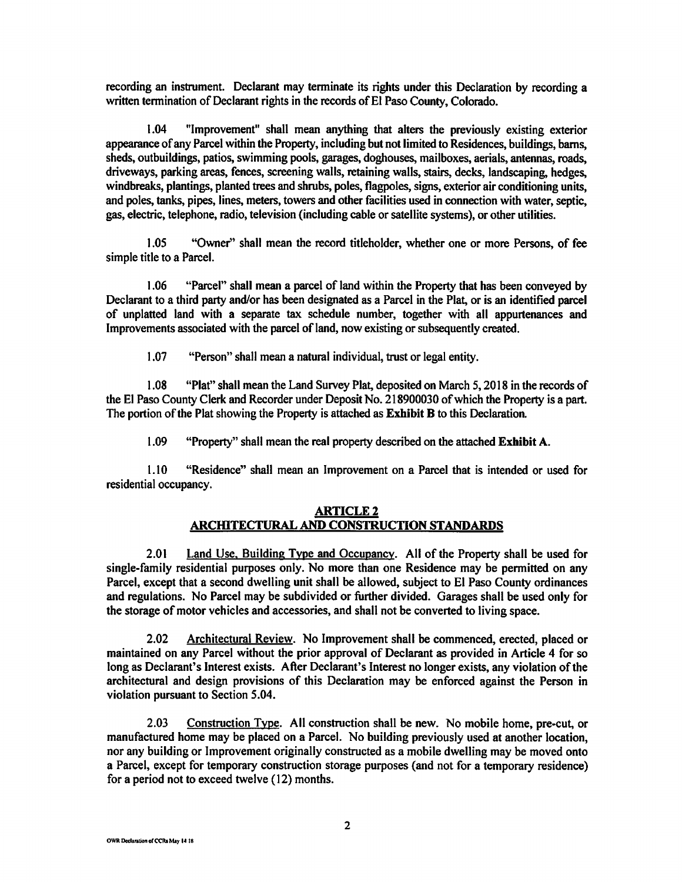recording an instrument. Declarant may terminate its rights under this Declaration by recording a written termination of Declarant rights in the records of El Paso County, Colorado.

1.04 "Improvement" shall mean anything that alters the previously existing exterior appearance of any Parcel within the Property, including but not limited to Residences, buildings, barns, sheds, outbuildings, patios, swimming pools, garages, doghouses, mailboxes, aerials, antennas, roads, driveways, parking areas, fences, screening walls, retaining walls, stairs, decks, landscaping, hedges, windbreaks, plantings, planted trees and shrubs, poles, flagpoles, signs, exterior air conditioning units, and poles, tanks, pipes, lines, meters, towers and other facilities used in connection with water, septic, gas, electric, telephone, radio, television (including cable or satellite systems), or other utilities.

1.05 "Owner" shall mean the record titleholder, whether one or more Persons, of fee simple title to a Parcel.

1.06 "Parcel" shall mean a parcel of land within the Property that has been conveyed by Declarant to a third party and/or has been designated as a Parcel in the Plat, or is an identified parcel of unplatted land with a separate tax schedule number, together with all appurtenances and Improvements associated with the parcel of land, now existing or subsequently created.

1.07 "Person" shall mean a natural individual, trust or legal entity.

1.08 "Plat" shall mean the Land Survey Plat, deposited on March 5, 2018 in the records of the El Paso County Clerk and Recorder under Deposit No. 218900030 of which the Property is a part. The portion of the Plat showing the Property is attached as **Exhibit B** to this Declaration.

1.09 "Property" shall mean the real property described on the attached **Exhibit A**.

1.10 "Residence" shall mean an Improvement on a Parcel that is intended or used for residential occupancy.

## ARTICLE 2
## ARCHITECTURAL AND CONSTRUCTION STANDARDS

2.01 Land Use, Building Type and Occupancy. All of the Property shall be used for single-family residential purposes only. No more than one Residence may be permitted on any Parcel, except that a second dwelling unit shall be allowed, subject to El Paso County ordinances and regulations. No Parcel may be subdivided or further divided. Garages shall be used only for the storage of motor vehicles and accessories, and shall not be converted to living space.

2.02 Architectural Review. No Improvement shall be commenced, erected, placed or maintained on any Parcel without the prior approval of Declarant as provided in Article 4 for so long as Declarant's Interest exists. After Declarant's Interest no longer exists, any violation of the architectural and design provisions of this Declaration may be enforced against the Person in violation pursuant to Section 5.04.

2.03 Construction Type. All construction shall be new. No mobile home, pre-cut, or manufactured home may be placed on a Parcel. No building previously used at another location, nor any building or Improvement originally constructed as a mobile dwelling may be moved onto a Parcel, except for temporary construction storage purposes (and not for a temporary residence) for a period not to exceed twelve (12) months.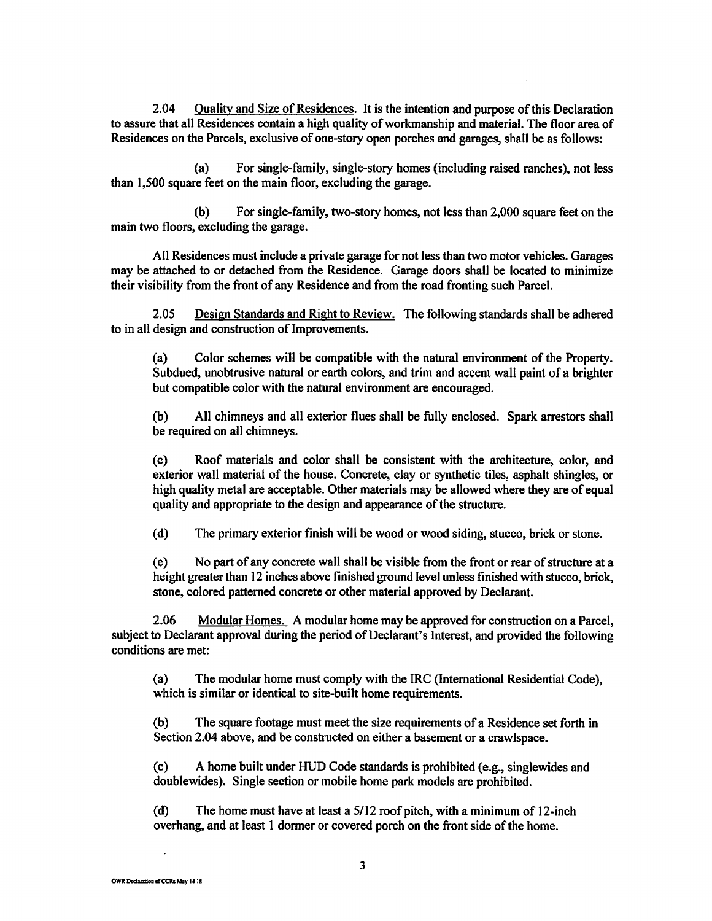2.04 Quality and Size of Residences. It is the intention and purpose of this Declaration to assure that all Residences contain a high quality of workmanship and material. The floor area of Residences on the Parcels, exclusive of one-story open porches and garages, shall be as follows:

(a) For single-family, single-story homes (including raised ranches), not less than 1,500 square feet on the main floor, excluding the garage.

(b) For single-family, two-story homes, not less than 2,000 square feet on the main two floors, excluding the garage.

All Residences must include a private garage for not less than two motor vehicles. Garages may be attached to or detached from the Residence. Garage doors shall be located to minimize their visibility from the front of any Residence and from the road fronting such Parcel.

2.05 Design Standards and Right to Review. The following standards shall be adhered to in all design and construction of Improvements.

(a) Color schemes will be compatible with the natural environment of the Property. Subdued, unobtrusive natural or earth colors, and trim and accent wall paint of a brighter but compatible color with the natural environment are encouraged.

(b) All chimneys and all exterior flues shall be fully enclosed. Spark arrestors shall be required on all chimneys.

(c) Roof materials and color shall be consistent with the architecture, color, and exterior wall material of the house. Concrete, clay or synthetic tiles, asphalt shingles, or high quality metal are acceptable. Other materials may be allowed where they are of equal quality and appropriate to the design and appearance of the structure.

(d) The primary exterior finish will be wood or wood siding, stucco, brick or stone.

(e) No part of any concrete wall shall be visible from the front or rear of structure at a height greater than 12 inches above finished ground level unless finished with stucco, brick, stone, colored patterned concrete or other material approved by Declarant.

2.06 Modular Homes. A modular home may be approved for construction on a Parcel, subject to Declarant approval during the period of Declarant's Interest, and provided the following conditions are met:

(a) The modular home must comply with the IRC (International Residential Code), which is similar or identical to site-built home requirements.

(b) The square footage must meet the size requirements of a Residence set forth in Section 2.04 above, and be constructed on either a basement or a crawlspace.

(c) A home built under HUD Code standards is prohibited (e.g., singlewides and doublewides). Single section or mobile home park models are prohibited.

(d) The home must have at least a 5/12 roof pitch, with a minimum of 12-inch overhang, and at least 1 dormer or covered porch on the front side of the home.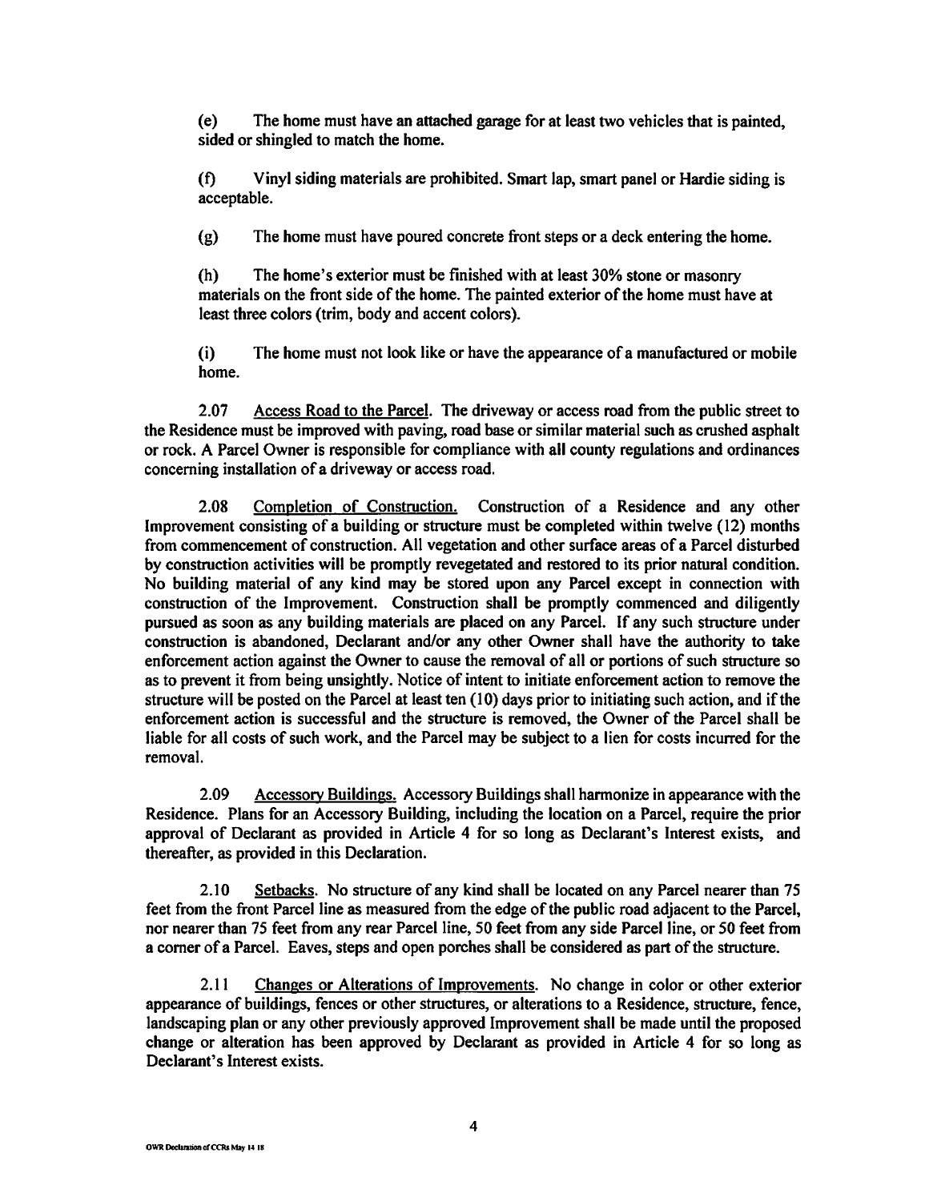(e) The home must have an attached garage for at least two vehicles that is painted, sided or shingled to match the home.

(f) Vinyl siding materials are prohibited. Smart lap, smart panel or Hardie siding is acceptable.

(g) The home must have poured concrete front steps or a deck entering the home.

(h) The home's exterior must be finished with at least 30% stone or masonry materials on the front side of the home. The painted exterior of the home must have at least three colors (trim, body and accent colors).

(i) The home must not look like or have the appearance of a manufactured or mobile home.

2.07 Access Road to the Parcel. The driveway or access road from the public street to the Residence must be improved with paving, road base or similar material such as crushed asphalt or rock. A Parcel Owner is responsible for compliance with all county regulations and ordinances concerning installation of a driveway or access road.

2.08 Completion of Construction. Construction of a Residence and any other Improvement consisting of a building or structure must be completed within twelve (12) months from commencement of construction. All vegetation and other surface areas of a Parcel disturbed by construction activities will be promptly revegetated and restored to its prior natural condition. No building material of any kind may be stored upon any Parcel except in connection with construction of the Improvement. Construction shall be promptly commenced and diligently pursued as soon as any building materials are placed on any Parcel. If any such structure under construction is abandoned, Declarant and/or any other Owner shall have the authority to take enforcement action against the Owner to cause the removal of all or portions of such structure so as to prevent it from being unsightly. Notice of intent to initiate enforcement action to remove the structure will be posted on the Parcel at least ten (10) days prior to initiating such action, and if the enforcement action is successful and the structure is removed, the Owner of the Parcel shall be liable for all costs of such work, and the Parcel may be subject to a lien for costs incurred for the removal.

2.09 Accessory Buildings. Accessory Buildings shall harmonize in appearance with the Residence. Plans for an Accessory Building, including the location on a Parcel, require the prior approval of Declarant as provided in Article 4 for so long as Declarant's Interest exists, and thereafter, as provided in this Declaration.

2.10 Setbacks. No structure of any kind shall be located on any Parcel nearer than 75 feet from the front Parcel line as measured from the edge of the public road adjacent to the Parcel, nor nearer than 75 feet from any rear Parcel line, 50 feet from any side Parcel line, or 50 feet from a corner of a Parcel. Eaves, steps and open porches shall be considered as part of the structure.

2.11 Changes or Alterations of Improvements. No change in color or other exterior appearance of buildings, fences or other structures, or alterations to a Residence, structure, fence, landscaping plan or any other previously approved Improvement shall be made until the proposed change or alteration has been approved by Declarant as provided in Article 4 for so long as Declarant's Interest exists.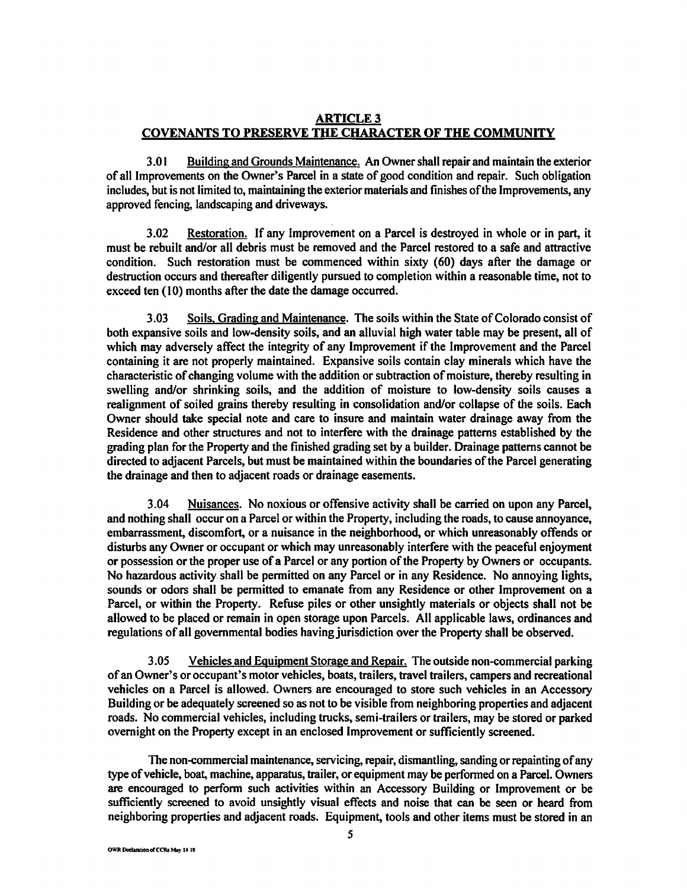## ARTICLE 3
## COVENANTS TO PRESERVE THE CHARACTER OF THE COMMUNITY

3.01 Building and Grounds Maintenance. An Owner shall repair and maintain the exterior of all Improvements on the Owner's Parcel in a state of good condition and repair. Such obligation includes, but is not limited to, maintaining the exterior materials and finishes of the Improvements, any approved fencing, landscaping and driveways.

3.02 Restoration. If any Improvement on a Parcel is destroyed in whole or in part, it must be rebuilt and/or all debris must be removed and the Parcel restored to a safe and attractive condition. Such restoration must be commenced within sixty (60) days after the damage or destruction occurs and thereafter diligently pursued to completion within a reasonable time, not to exceed ten (10) months after the date the damage occurred.

3.03 Soils, Grading and Maintenance. The soils within the State of Colorado consist of both expansive soils and low-density soils, and an alluvial high water table may be present, all of which may adversely affect the integrity of any Improvement if the Improvement and the Parcel containing it are not properly maintained. Expansive soils contain clay minerals which have the characteristic of changing volume with the addition or subtraction of moisture, thereby resulting in swelling and/or shrinking soils, and the addition of moisture to low-density soils causes a realignment of soiled grains thereby resulting in consolidation and/or collapse of the soils. Each Owner should take special note and care to insure and maintain water drainage away from the Residence and other structures and not to interfere with the drainage patterns established by the grading plan for the Property and the finished grading set by a builder. Drainage patterns cannot be directed to adjacent Parcels, but must be maintained within the boundaries of the Parcel generating the drainage and then to adjacent roads or drainage easements.

3.04 Nuisances. No noxious or offensive activity shall be carried on upon any Parcel, and nothing shall occur on a Parcel or within the Property, including the roads, to cause annoyance, embarrassment, discomfort, or a nuisance in the neighborhood, or which unreasonably offends or disturbs any Owner or occupant or which may unreasonably interfere with the peaceful enjoyment or possession or the proper use of a Parcel or any portion of the Property by Owners or occupants. No hazardous activity shall be permitted on any Parcel or in any Residence. No annoying lights, sounds or odors shall be permitted to emanate from any Residence or other Improvement on a Parcel, or within the Property. Refuse piles or other unsightly materials or objects shall not be allowed to be placed or remain in open storage upon Parcels. All applicable laws, ordinances and regulations of all governmental bodies having jurisdiction over the Property shall be observed.

3.05 Vehicles and Equipment Storage and Repair. The outside non-commercial parking of an Owner's or occupant's motor vehicles, boats, trailers, travel trailers, campers and recreational vehicles on a Parcel is allowed. Owners are encouraged to store such vehicles in an Accessory Building or be adequately screened so as not to be visible from neighboring properties and adjacent roads. No commercial vehicles, including trucks, semi-trailers or trailers, may be stored or parked overnight on the Property except in an enclosed Improvement or sufficiently screened.

The non-commercial maintenance, servicing, repair, dismantling, sanding or repainting of any type of vehicle, boat, machine, apparatus, trailer, or equipment may be performed on a Parcel. Owners are encouraged to perform such activities within an Accessory Building or Improvement or be sufficiently screened to avoid unsightly visual effects and noise that can be seen or heard from neighboring properties and adjacent roads. Equipment, tools and other items must be stored in an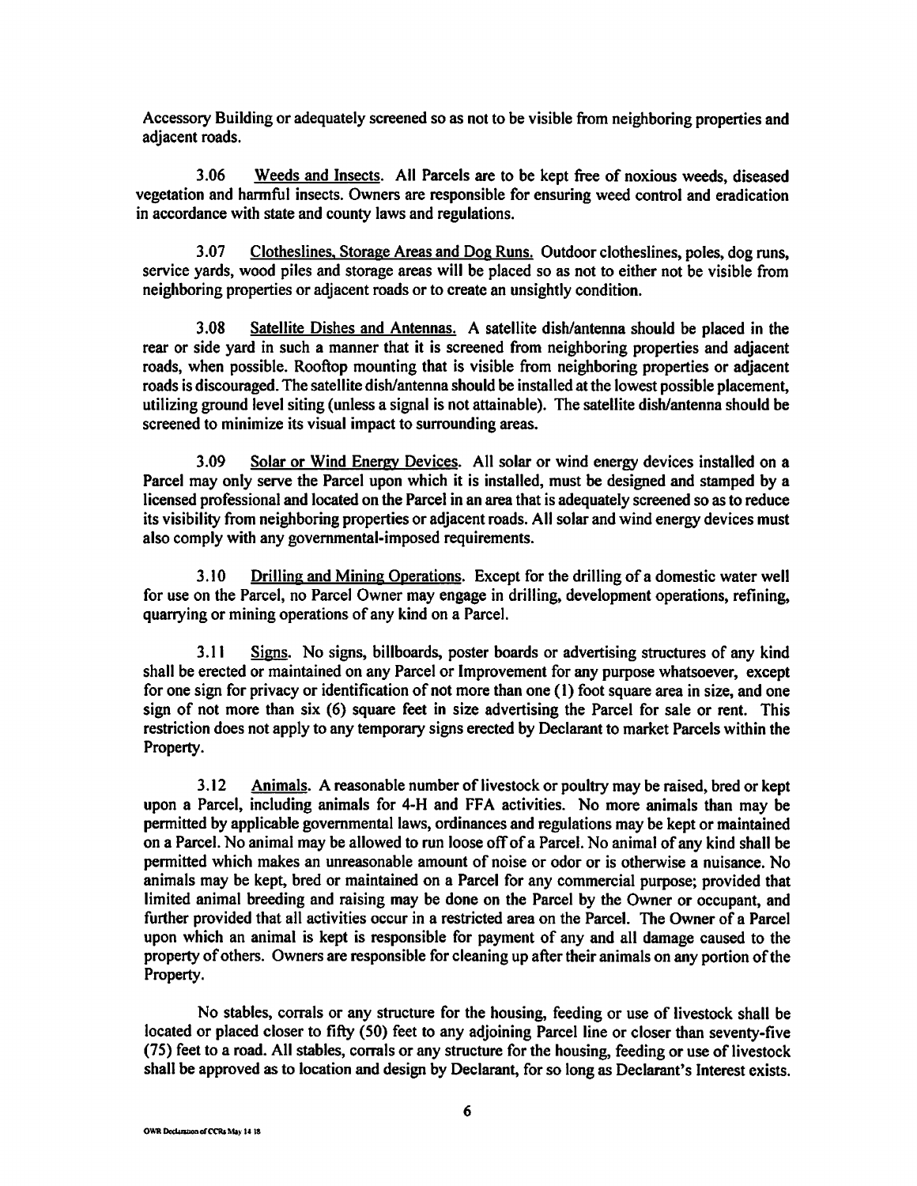Accessory Building or adequately screened so as not to be visible from neighboring properties and adjacent roads.

3.06 Weeds and Insects. All Parcels are to be kept free of noxious weeds, diseased vegetation and harmful insects. Owners are responsible for ensuring weed control and eradication in accordance with state and county laws and regulations.

3.07 Clotheslines, Storage Areas and Dog Runs. Outdoor clotheslines, poles, dog runs, service yards, wood piles and storage areas will be placed so as not to either not be visible from neighboring properties or adjacent roads or to create an unsightly condition.

3.08 Satellite Dishes and Antennas. A satellite dish/antenna should be placed in the rear or side yard in such a manner that it is screened from neighboring properties and adjacent roads, when possible. Rooftop mounting that is visible from neighboring properties or adjacent roads is discouraged. The satellite dish/antenna should be installed at the lowest possible placement, utilizing ground level siting (unless a signal is not attainable). The satellite dish/antenna should be screened to minimize its visual impact to surrounding areas.

3.09 Solar or Wind Energy Devices. All solar or wind energy devices installed on a Parcel may only serve the Parcel upon which it is installed, must be designed and stamped by a licensed professional and located on the Parcel in an area that is adequately screened so as to reduce its visibility from neighboring properties or adjacent roads. All solar and wind energy devices must also comply with any governmental-imposed requirements.

3.10 Drilling and Mining Operations. Except for the drilling of a domestic water well for use on the Parcel, no Parcel Owner may engage in drilling, development operations, refining, quarrying or mining operations of any kind on a Parcel.

3.11 Signs. No signs, billboards, poster boards or advertising structures of any kind shall be erected or maintained on any Parcel or Improvement for any purpose whatsoever, except for one sign for privacy or identification of not more than one (1) foot square area in size, and one sign of not more than six (6) square feet in size advertising the Parcel for sale or rent. This restriction does not apply to any temporary signs erected by Declarant to market Parcels within the Property.

3.12 Animals. A reasonable number of livestock or poultry may be raised, bred or kept upon a Parcel, including animals for 4-H and FFA activities. No more animals than may be permitted by applicable governmental laws, ordinances and regulations may be kept or maintained on a Parcel. No animal may be allowed to run loose off of a Parcel. No animal of any kind shall be permitted which makes an unreasonable amount of noise or odor or is otherwise a nuisance. No animals may be kept, bred or maintained on a Parcel for any commercial purpose; provided that limited animal breeding and raising may be done on the Parcel by the Owner or occupant, and further provided that all activities occur in a restricted area on the Parcel. The Owner of a Parcel upon which an animal is kept is responsible for payment of any and all damage caused to the property of others. Owners are responsible for cleaning up after their animals on any portion of the Property.

No stables, corrals or any structure for the housing, feeding or use of livestock shall be located or placed closer to fifty (50) feet to any adjoining Parcel line or closer than seventy-five (75) feet to a road. All stables, corrals or any structure for the housing, feeding or use of livestock shall be approved as to location and design by Declarant, for so long as Declarant's Interest exists.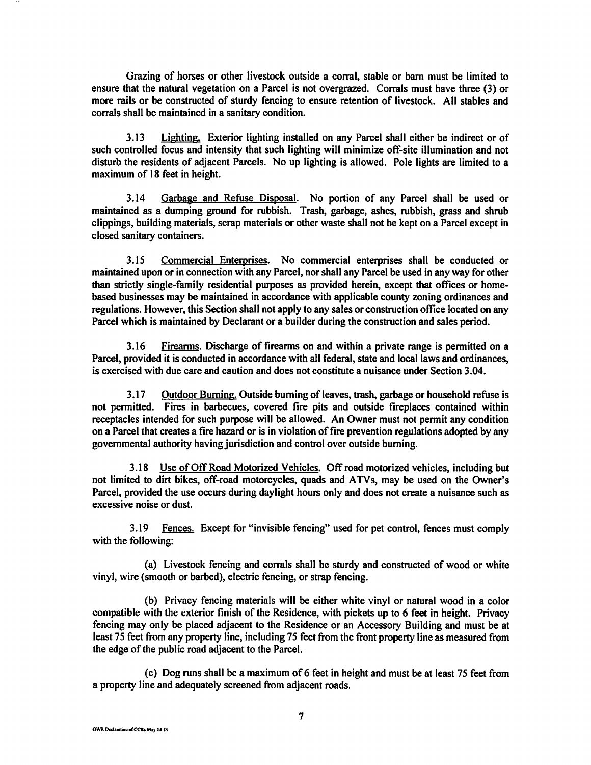Grazing of horses or other livestock outside a corral, stable or barn must be limited to ensure that the natural vegetation on a Parcel is not overgrazed. Corrals must have three (3) or more rails or be constructed of sturdy fencing to ensure retention of livestock. All stables and corrals shall be maintained in a sanitary condition.

3.13 Lighting. Exterior lighting installed on any Parcel shall either be indirect or of such controlled focus and intensity that such lighting will minimize off-site illumination and not disturb the residents of adjacent Parcels. No up lighting is allowed. Pole lights are limited to a maximum of 18 feet in height.

3.14 Garbage and Refuse Disposal. No portion of any Parcel shall be used or maintained as a dumping ground for rubbish. Trash, garbage, ashes, rubbish, grass and shrub clippings, building materials, scrap materials or other waste shall not be kept on a Parcel except in closed sanitary containers.

3.15 Commercial Enterprises. No commercial enterprises shall be conducted or maintained upon or in connection with any Parcel, nor shall any Parcel be used in any way for other than strictly single-family residential purposes as provided herein, except that offices or home-based businesses may be maintained in accordance with applicable county zoning ordinances and regulations. However, this Section shall not apply to any sales or construction office located on any Parcel which is maintained by Declarant or a builder during the construction and sales period.

3.16 Firearms. Discharge of firearms on and within a private range is permitted on a Parcel, provided it is conducted in accordance with all federal, state and local laws and ordinances, is exercised with due care and caution and does not constitute a nuisance under Section 3.04.

3.17 Outdoor Burning. Outside burning of leaves, trash, garbage or household refuse is not permitted. Fires in barbecues, covered fire pits and outside fireplaces contained within receptacles intended for such purpose will be allowed. An Owner must not permit any condition on a Parcel that creates a fire hazard or is in violation of fire prevention regulations adopted by any governmental authority having jurisdiction and control over outside burning.

3.18 Use of Off Road Motorized Vehicles. Off road motorized vehicles, including but not limited to dirt bikes, off-road motorcycles, quads and ATVs, may be used on the Owner's Parcel, provided the use occurs during daylight hours only and does not create a nuisance such as excessive noise or dust.

3.19 Fences. Except for "invisible fencing" used for pet control, fences must comply with the following:

(a) Livestock fencing and corrals shall be sturdy and constructed of wood or white vinyl, wire (smooth or barbed), electric fencing, or strap fencing.

(b) Privacy fencing materials will be either white vinyl or natural wood in a color compatible with the exterior finish of the Residence, with pickets up to 6 feet in height. Privacy fencing may only be placed adjacent to the Residence or an Accessory Building and must be at least 75 feet from any property line, including 75 feet from the front property line as measured from the edge of the public road adjacent to the Parcel.

(c) Dog runs shall be a maximum of 6 feet in height and must be at least 75 feet from a property line and adequately screened from adjacent roads.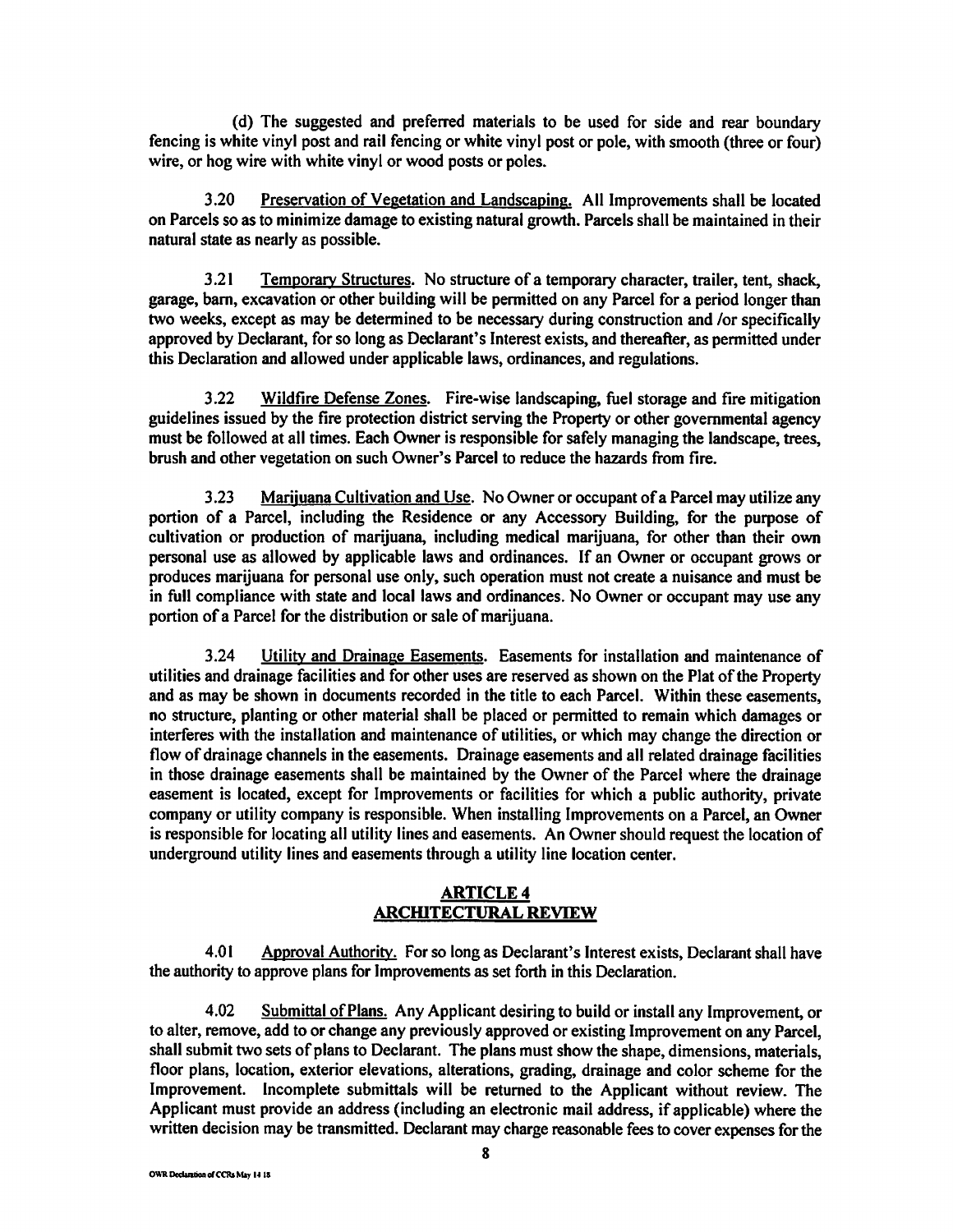(d) The suggested and preferred materials to be used for side and rear boundary fencing is white vinyl post and rail fencing or white vinyl post or pole, with smooth (three or four) wire, or hog wire with white vinyl or wood posts or poles.

3.20 Preservation of Vegetation and Landscaping. All Improvements shall be located on Parcels so as to minimize damage to existing natural growth. Parcels shall be maintained in their natural state as nearly as possible.

3.21 Temporary Structures. No structure of a temporary character, trailer, tent, shack, garage, barn, excavation or other building will be permitted on any Parcel for a period longer than two weeks, except as may be determined to be necessary during construction and /or specifically approved by Declarant, for so long as Declarant's Interest exists, and thereafter, as permitted under this Declaration and allowed under applicable laws, ordinances, and regulations.

3.22 Wildfire Defense Zones. Fire-wise landscaping, fuel storage and fire mitigation guidelines issued by the fire protection district serving the Property or other governmental agency must be followed at all times. Each Owner is responsible for safely managing the landscape, trees, brush and other vegetation on such Owner's Parcel to reduce the hazards from fire.

3.23 Marijuana Cultivation and Use. No Owner or occupant of a Parcel may utilize any portion of a Parcel, including the Residence or any Accessory Building, for the purpose of cultivation or production of marijuana, including medical marijuana, for other than their own personal use as allowed by applicable laws and ordinances. If an Owner or occupant grows or produces marijuana for personal use only, such operation must not create a nuisance and must be in full compliance with state and local laws and ordinances. No Owner or occupant may use any portion of a Parcel for the distribution or sale of marijuana.

3.24 Utility and Drainage Easements. Easements for installation and maintenance of utilities and drainage facilities and for other uses are reserved as shown on the Plat of the Property and as may be shown in documents recorded in the title to each Parcel. Within these easements, no structure, planting or other material shall be placed or permitted to remain which damages or interferes with the installation and maintenance of utilities, or which may change the direction or flow of drainage channels in the easements. Drainage easements and all related drainage facilities in those drainage easements shall be maintained by the Owner of the Parcel where the drainage easement is located, except for Improvements or facilities for which a public authority, private company or utility company is responsible. When installing Improvements on a Parcel, an Owner is responsible for locating all utility lines and easements. An Owner should request the location of underground utility lines and easements through a utility line location center.

## ARTICLE 4
## ARCHITECTURAL REVIEW

4.01 Approval Authority. For so long as Declarant's Interest exists, Declarant shall have the authority to approve plans for Improvements as set forth in this Declaration.

4.02 Submittal of Plans. Any Applicant desiring to build or install any Improvement, or to alter, remove, add to or change any previously approved or existing Improvement on any Parcel, shall submit two sets of plans to Declarant. The plans must show the shape, dimensions, materials, floor plans, location, exterior elevations, alterations, grading, drainage and color scheme for the Improvement. Incomplete submittals will be returned to the Applicant without review. The Applicant must provide an address (including an electronic mail address, if applicable) where the written decision may be transmitted. Declarant may charge reasonable fees to cover expenses for the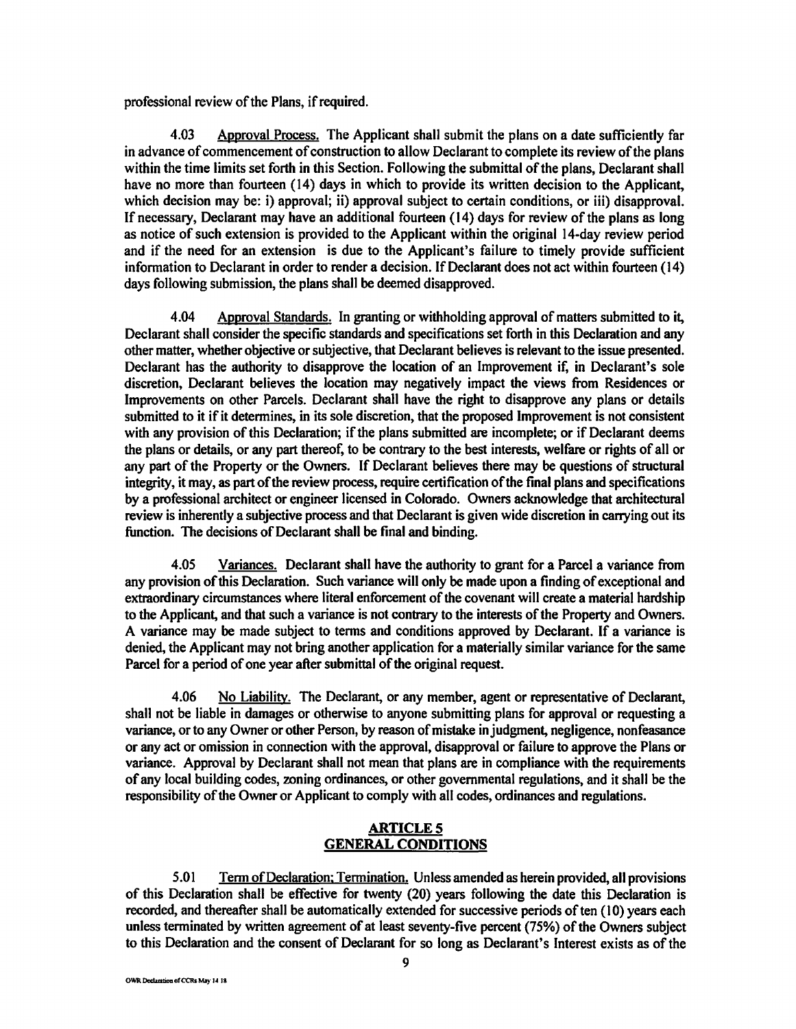professional review of the Plans, if required.

4.03 Approval Process. The Applicant shall submit the plans on a date sufficiently far in advance of commencement of construction to allow Declarant to complete its review of the plans within the time limits set forth in this Section. Following the submittal of the plans, Declarant shall have no more than fourteen (14) days in which to provide its written decision to the Applicant, which decision may be: i) approval; ii) approval subject to certain conditions, or iii) disapproval. If necessary, Declarant may have an additional fourteen (14) days for review of the plans as long as notice of such extension is provided to the Applicant within the original 14-day review period and if the need for an extension is due to the Applicant's failure to timely provide sufficient information to Declarant in order to render a decision. If Declarant does not act within fourteen (14) days following submission, the plans shall be deemed disapproved.

4.04 Approval Standards. In granting or withholding approval of matters submitted to it, Declarant shall consider the specific standards and specifications set forth in this Declaration and any other matter, whether objective or subjective, that Declarant believes is relevant to the issue presented. Declarant has the authority to disapprove the location of an Improvement if, in Declarant's sole discretion, Declarant believes the location may negatively impact the views from Residences or Improvements on other Parcels. Declarant shall have the right to disapprove any plans or details submitted to it if it determines, in its sole discretion, that the proposed Improvement is not consistent with any provision of this Declaration; if the plans submitted are incomplete; or if Declarant deems the plans or details, or any part thereof, to be contrary to the best interests, welfare or rights of all or any part of the Property or the Owners. If Declarant believes there may be questions of structural integrity, it may, as part of the review process, require certification of the final plans and specifications by a professional architect or engineer licensed in Colorado. Owners acknowledge that architectural review is inherently a subjective process and that Declarant is given wide discretion in carrying out its function. The decisions of Declarant shall be final and binding.

4.05 Variances. Declarant shall have the authority to grant for a Parcel a variance from any provision of this Declaration. Such variance will only be made upon a finding of exceptional and extraordinary circumstances where literal enforcement of the covenant will create a material hardship to the Applicant, and that such a variance is not contrary to the interests of the Property and Owners. A variance may be made subject to terms and conditions approved by Declarant. If a variance is denied, the Applicant may not bring another application for a materially similar variance for the same Parcel for a period of one year after submittal of the original request.

4.06 No Liability. The Declarant, or any member, agent or representative of Declarant, shall not be liable in damages or otherwise to anyone submitting plans for approval or requesting a variance, or to any Owner or other Person, by reason of mistake in judgment, negligence, nonfeasance or any act or omission in connection with the approval, disapproval or failure to approve the Plans or variance. Approval by Declarant shall not mean that plans are in compliance with the requirements of any local building codes, zoning ordinances, or other governmental regulations, and it shall be the responsibility of the Owner or Applicant to comply with all codes, ordinances and regulations.

## ARTICLE 5
## GENERAL CONDITIONS

5.01 Term of Declaration; Termination. Unless amended as herein provided, all provisions of this Declaration shall be effective for twenty (20) years following the date this Declaration is recorded, and thereafter shall be automatically extended for successive periods of ten (10) years each unless terminated by written agreement of at least seventy-five percent (75%) of the Owners subject to this Declaration and the consent of Declarant for so long as Declarant's Interest exists as of the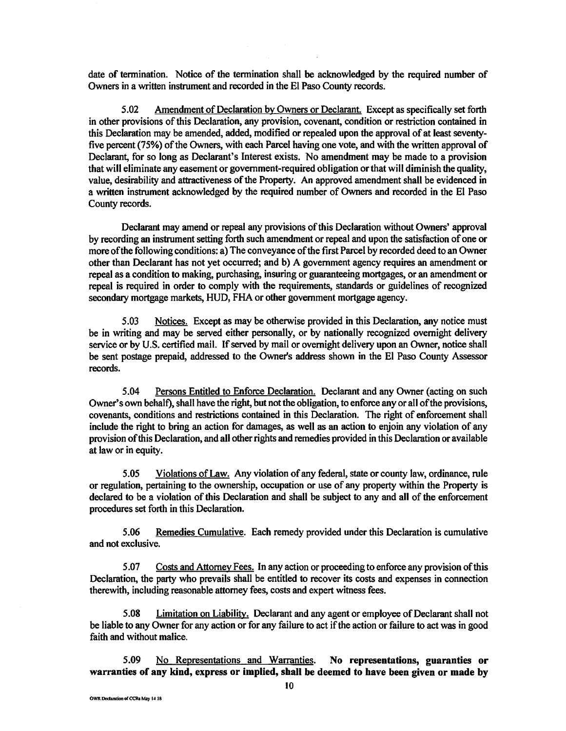date of termination. Notice of the termination shall be acknowledged by the required number of Owners in a written instrument and recorded in the El Paso County records.

5.02 Amendment of Declaration by Owners or Declarant. Except as specifically set forth in other provisions of this Declaration, any provision, covenant, condition or restriction contained in this Declaration may be amended, added, modified or repealed upon the approval of at least seventy-five percent (75%) of the Owners, with each Parcel having one vote, and with the written approval of Declarant, for so long as Declarant's Interest exists. No amendment may be made to a provision that will eliminate any easement or government-required obligation or that will diminish the quality, value, desirability and attractiveness of the Property. An approved amendment shall be evidenced in a written instrument acknowledged by the required number of Owners and recorded in the El Paso County records.

Declarant may amend or repeal any provisions of this Declaration without Owners' approval by recording an instrument setting forth such amendment or repeal and upon the satisfaction of one or more of the following conditions: a) The conveyance of the first Parcel by recorded deed to an Owner other than Declarant has not yet occurred; and b) A government agency requires an amendment or repeal as a condition to making, purchasing, insuring or guaranteeing mortgages, or an amendment or repeal is required in order to comply with the requirements, standards or guidelines of recognized secondary mortgage markets, HUD, FHA or other government mortgage agency.

5.03 Notices. Except as may be otherwise provided in this Declaration, any notice must be in writing and may be served either personally, or by nationally recognized overnight delivery service or by U.S. certified mail. If served by mail or overnight delivery upon an Owner, notice shall be sent postage prepaid, addressed to the Owner's address shown in the El Paso County Assessor records.

5.04 Persons Entitled to Enforce Declaration. Declarant and any Owner (acting on such Owner's own behalf), shall have the right, but not the obligation, to enforce any or all of the provisions, covenants, conditions and restrictions contained in this Declaration. The right of enforcement shall include the right to bring an action for damages, as well as an action to enjoin any violation of any provision of this Declaration, and all other rights and remedies provided in this Declaration or available at law or in equity.

5.05 Violations of Law. Any violation of any federal, state or county law, ordinance, rule or regulation, pertaining to the ownership, occupation or use of any property within the Property is declared to be a violation of this Declaration and shall be subject to any and all of the enforcement procedures set forth in this Declaration.

5.06 Remedies Cumulative. Each remedy provided under this Declaration is cumulative and not exclusive.

5.07 Costs and Attorney Fees. In any action or proceeding to enforce any provision of this Declaration, the party who prevails shall be entitled to recover its costs and expenses in connection therewith, including reasonable attorney fees, costs and expert witness fees.

5.08 Limitation on Liability. Declarant and any agent or employee of Declarant shall not be liable to any Owner for any action or for any failure to act if the action or failure to act was in good faith and without malice.

5.09 No Representations and Warranties. **No representations, guaranties or warranties of any kind, express or implied, shall be deemed to have been given or made by**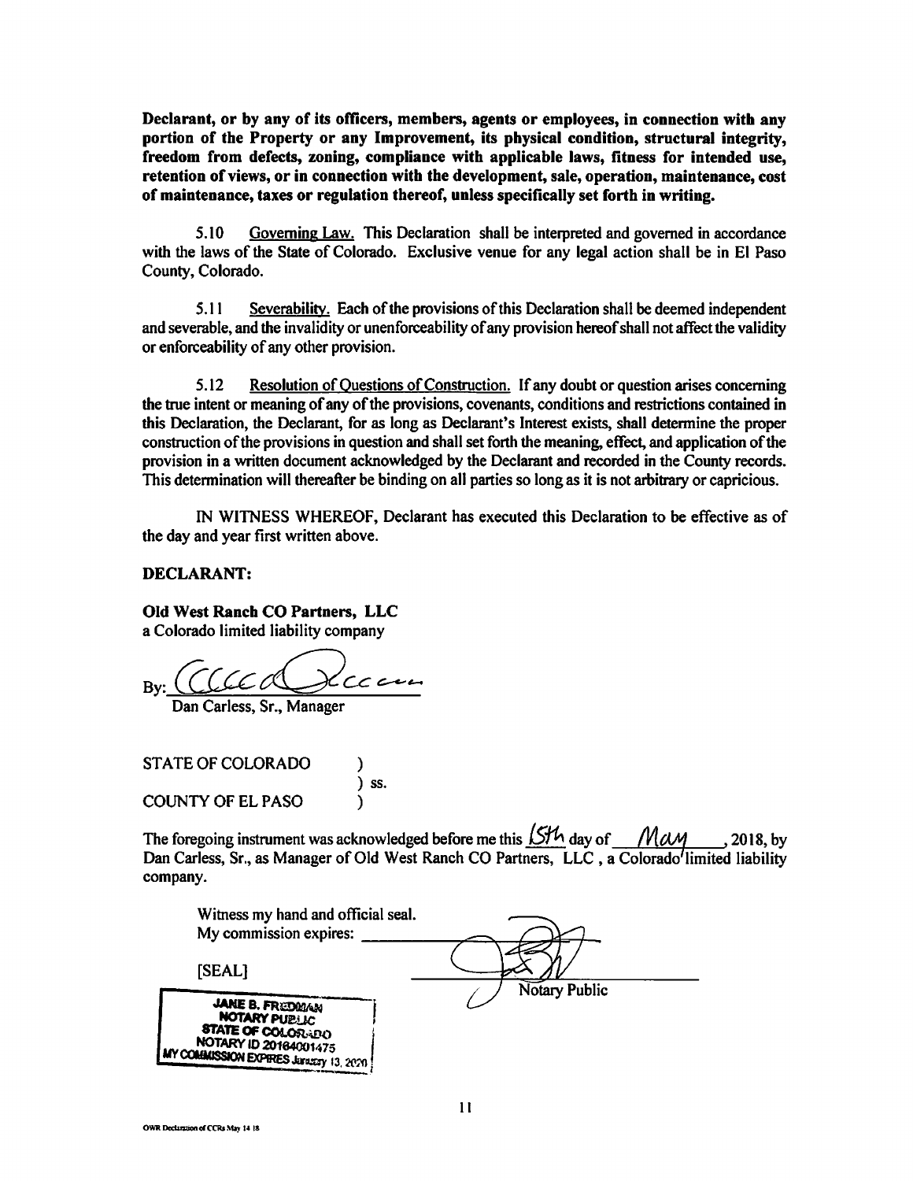**Declarant, or by any of its officers, members, agents or employees, in connection with any portion of the Property or any Improvement, its physical condition, structural integrity, freedom from defects, zoning, compliance with applicable laws, fitness for intended use, retention of views, or in connection with the development, sale, operation, maintenance, cost of maintenance, taxes or regulation thereof, unless specifically set forth in writing.**

5.10 Governing Law. This Declaration shall be interpreted and governed in accordance with the laws of the State of Colorado. Exclusive venue for any legal action shall be in El Paso County, Colorado.

5.11 Severability. Each of the provisions of this Declaration shall be deemed independent and severable, and the invalidity or unenforceability of any provision hereof shall not affect the validity or enforceability of any other provision.

5.12 Resolution of Questions of Construction. If any doubt or question arises concerning the true intent or meaning of any of the provisions, covenants, conditions and restrictions contained in this Declaration, the Declarant, for as long as Declarant's Interest exists, shall determine the proper construction of the provisions in question and shall set forth the meaning, effect, and application of the provision in a written document acknowledged by the Declarant and recorded in the County records. This determination will thereafter be binding on all parties so long as it is not arbitrary or capricious.

IN WITNESS WHEREOF, Declarant has executed this Declaration to be effective as of the day and year first written above.

**DECLARANT:**

**Old West Ranch CO Partners, LLC**
a Colorado limited liability company

By: ______________________
Dan Carless, Sr., Manager

STATE OF COLORADO )
) ss.
COUNTY OF EL PASO )

The foregoing instrument was acknowledged before me this 15th day of May, 2018, by Dan Carless, Sr., as Manager of Old West Ranch CO Partners, LLC, a Colorado limited liability company.

Witness my hand and official seal.
My commission expires: ______________

[SEAL]

JANE B. FREDMAN
NOTARY PUBLIC
STATE OF COLORADO
NOTARY ID 20184001475
MY COMMISSION EXPIRES January 13, 2020

______________________
Notary Public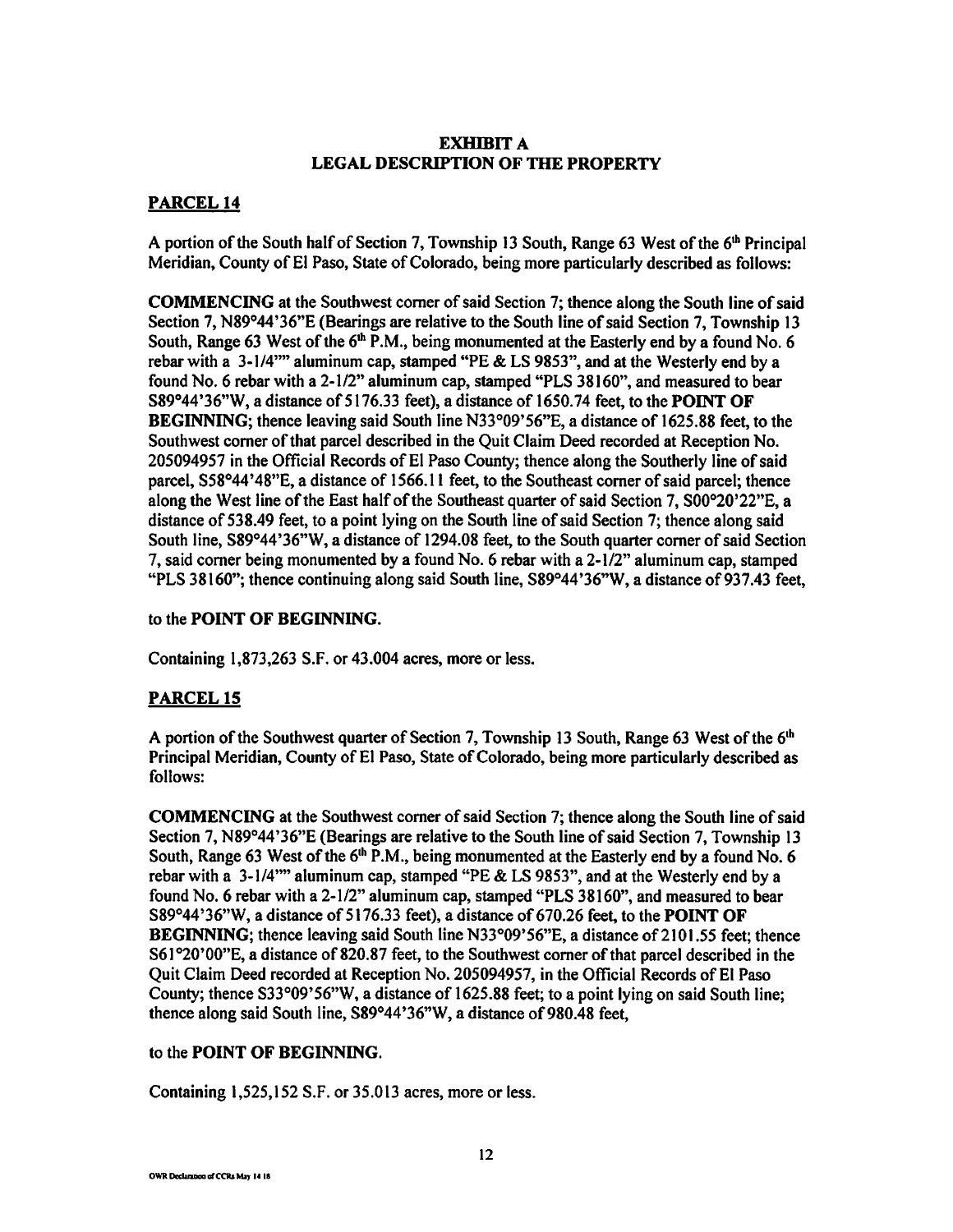# EXHIBIT A
## LEGAL DESCRIPTION OF THE PROPERTY

### PARCEL 14

A portion of the South half of Section 7, Township 13 South, Range 63 West of the 6th Principal Meridian, County of El Paso, State of Colorado, being more particularly described as follows:

**COMMENCING** at the Southwest corner of said Section 7; thence along the South line of said Section 7, N89°44'36"E (Bearings are relative to the South line of said Section 7, Township 13 South, Range 63 West of the 6th P.M., being monumented at the Easterly end by a found No. 6 rebar with a 3-1/4"" aluminum cap, stamped "PE & LS 9853", and at the Westerly end by a found No. 6 rebar with a 2-1/2" aluminum cap, stamped "PLS 38160", and measured to bear S89°44'36"W, a distance of 5176.33 feet), a distance of 1650.74 feet, to the **POINT OF BEGINNING**; thence leaving said South line N33°09'56"E, a distance of 1625.88 feet, to the Southwest corner of that parcel described in the Quit Claim Deed recorded at Reception No. 205094957 in the Official Records of El Paso County; thence along the Southerly line of said parcel, S58°44'48"E, a distance of 1566.11 feet, to the Southeast corner of said parcel; thence along the West line of the East half of the Southeast quarter of said Section 7, S00°20'22"E, a distance of 538.49 feet, to a point lying on the South line of said Section 7; thence along said South line, S89°44'36"W, a distance of 1294.08 feet, to the South quarter corner of said Section 7, said corner being monumented by a found No. 6 rebar with a 2-1/2" aluminum cap, stamped "PLS 38160"; thence continuing along said South line, S89°44'36"W, a distance of 937.43 feet,

to the **POINT OF BEGINNING.**

Containing 1,873,263 S.F. or 43.004 acres, more or less.

### PARCEL 15

A portion of the Southwest quarter of Section 7, Township 13 South, Range 63 West of the 6th Principal Meridian, County of El Paso, State of Colorado, being more particularly described as follows:

**COMMENCING** at the Southwest corner of said Section 7; thence along the South line of said Section 7, N89°44'36"E (Bearings are relative to the South line of said Section 7, Township 13 South, Range 63 West of the 6th P.M., being monumented at the Easterly end by a found No. 6 rebar with a 3-1/4"" aluminum cap, stamped "PE & LS 9853", and at the Westerly end by a found No. 6 rebar with a 2-1/2" aluminum cap, stamped "PLS 38160", and measured to bear S89°44'36"W, a distance of 5176.33 feet), a distance of 670.26 feet, to the **POINT OF BEGINNING**; thence leaving said South line N33°09'56"E, a distance of 2101.55 feet; thence S61°20'00"E, a distance of 820.87 feet, to the Southwest corner of that parcel described in the Quit Claim Deed recorded at Reception No. 205094957, in the Official Records of El Paso County; thence S33°09'56"W, a distance of 1625.88 feet; to a point lying on said South line; thence along said South line, S89°44'36"W, a distance of 980.48 feet,

to the **POINT OF BEGINNING.**

Containing 1,525,152 S.F. or 35.013 acres, more or less.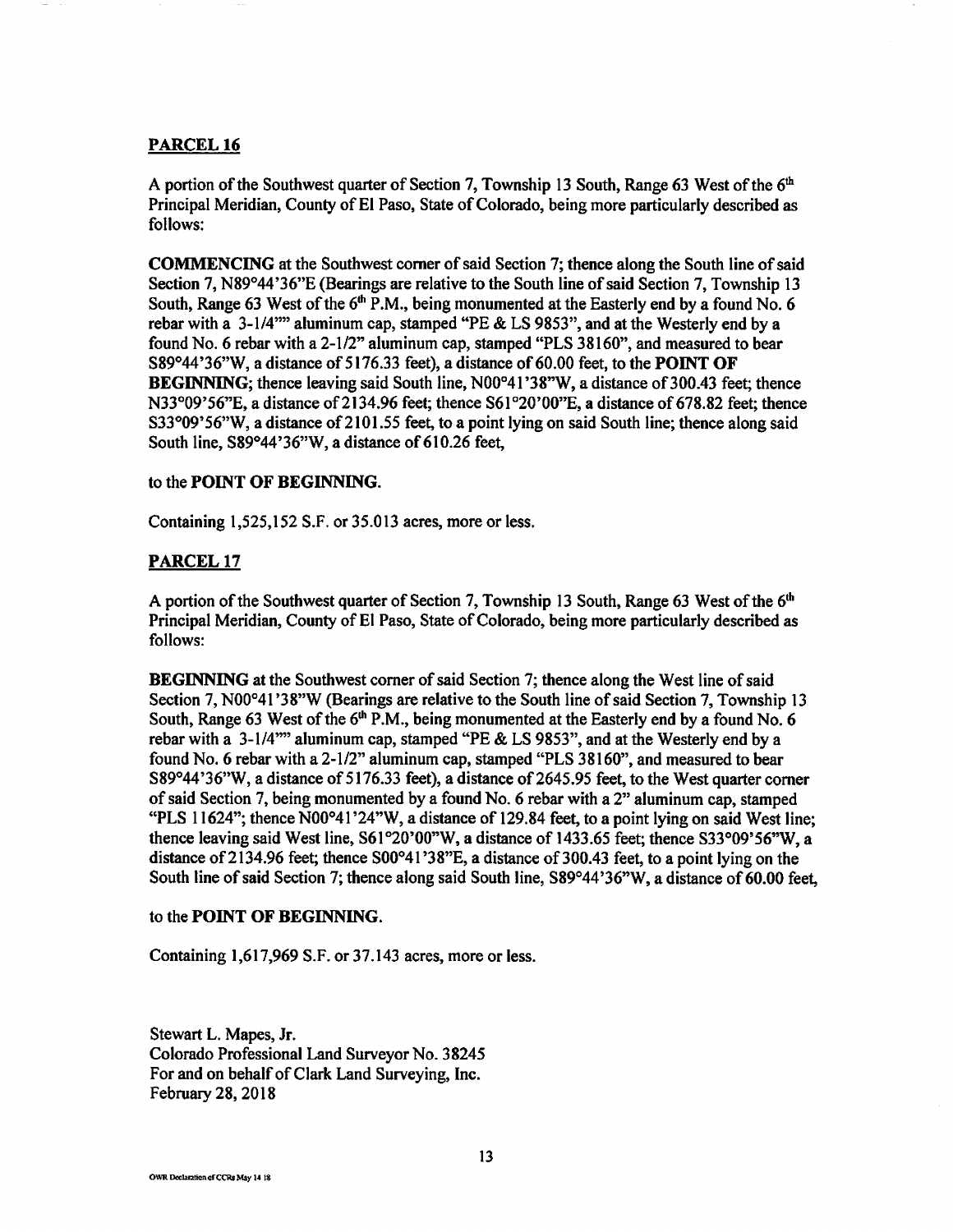## PARCEL 16

A portion of the Southwest quarter of Section 7, Township 13 South, Range 63 West of the 6th Principal Meridian, County of El Paso, State of Colorado, being more particularly described as follows:

**COMMENCING** at the Southwest corner of said Section 7; thence along the South line of said Section 7, N89°44'36"E (Bearings are relative to the South line of said Section 7, Township 13 South, Range 63 West of the 6th P.M., being monumented at the Easterly end by a found No. 6 rebar with a 3-1/4"" aluminum cap, stamped "PE & LS 9853", and at the Westerly end by a found No. 6 rebar with a 2-1/2" aluminum cap, stamped "PLS 38160", and measured to bear S89°44'36"W, a distance of 5176.33 feet), a distance of 60.00 feet, to the **POINT OF BEGINNING**; thence leaving said South line, N00°41'38"W, a distance of 300.43 feet; thence N33°09'56"E, a distance of 2134.96 feet; thence S61°20'00"E, a distance of 678.82 feet; thence S33°09'56"W, a distance of 2101.55 feet, to a point lying on said South line; thence along said South line, S89°44'36"W, a distance of 610.26 feet,

to the **POINT OF BEGINNING.**

Containing 1,525,152 S.F. or 35.013 acres, more or less.

## PARCEL 17

A portion of the Southwest quarter of Section 7, Township 13 South, Range 63 West of the 6th Principal Meridian, County of El Paso, State of Colorado, being more particularly described as follows:

**BEGINNING** at the Southwest corner of said Section 7; thence along the West line of said Section 7, N00°41'38"W (Bearings are relative to the South line of said Section 7, Township 13 South, Range 63 West of the 6th P.M., being monumented at the Easterly end by a found No. 6 rebar with a 3-1/4"" aluminum cap, stamped "PE & LS 9853", and at the Westerly end by a found No. 6 rebar with a 2-1/2" aluminum cap, stamped "PLS 38160", and measured to bear S89°44'36"W, a distance of 5176.33 feet), a distance of 2645.95 feet, to the West quarter corner of said Section 7, being monumented by a found No. 6 rebar with a 2" aluminum cap, stamped "PLS 11624"; thence N00°41'24"W, a distance of 129.84 feet, to a point lying on said West line; thence leaving said West line, S61°20'00"W, a distance of 1433.65 feet; thence S33°09'56"W, a distance of 2134.96 feet; thence S00°41'38"E, a distance of 300.43 feet, to a point lying on the South line of said Section 7; thence along said South line, S89°44'36"W, a distance of 60.00 feet,

to the **POINT OF BEGINNING.**

Containing 1,617,969 S.F. or 37.143 acres, more or less.

Stewart L. Mapes, Jr.
Colorado Professional Land Surveyor No. 38245
For and on behalf of Clark Land Surveying, Inc.
February 28, 2018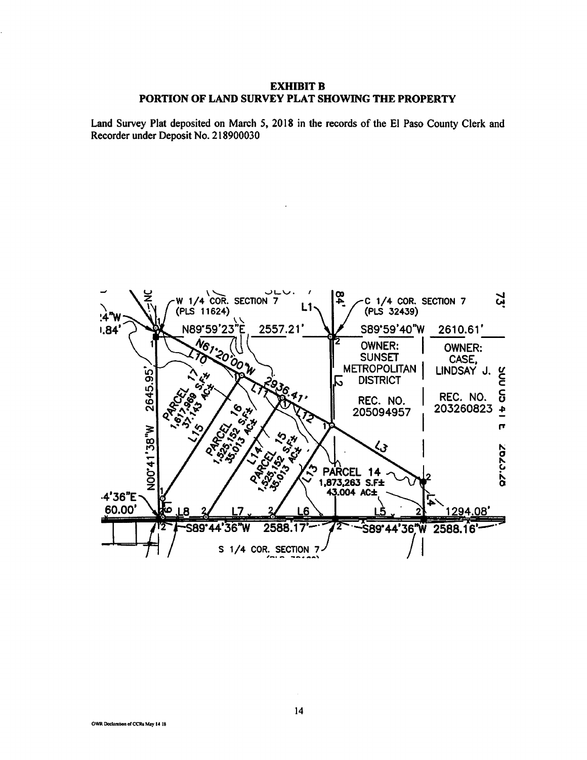**EXHIBIT B**
**PORTION OF LAND SURVEY PLAT SHOWING THE PROPERTY**

Land Survey Plat deposited on March 5, 2018 in the records of the El Paso County Clerk and Recorder under Deposit No. 218900030

W 1/4 COR. SECTION 7
(PLS 11624)

C 1/4 COR. SECTION 7
(PLS 32439)

L1

N89°59'23"E 2557.21'

S89°59'40"W 2610.61'

N61°20'00"W

2936.41'

L10

L11

L12

L3

L2

L4

L5

L6

L7

L8

L13

L14

L15

N00°41'38"W 2645.95'

OWNER:
SUNSET
METROPOLITAN
DISTRICT

REC. NO.
205094957

OWNER:
CASE,
LINDSAY J.

REC. NO.
203260823

PARCEL 17
1,617,969 S.F±
37.143 AC±

PARCEL 16
1,525,152 S.F±
35.013 AC±

PARCEL 15
1,525,152 S.F±
35.013 AC±

PARCEL 14
1,873,263 S.F±
43.004 AC±

60.00'

1294.08'

S89°44'36"W 2588.17'

S89°44'36"W 2588.16'

S 1/4 COR. SECTION 7